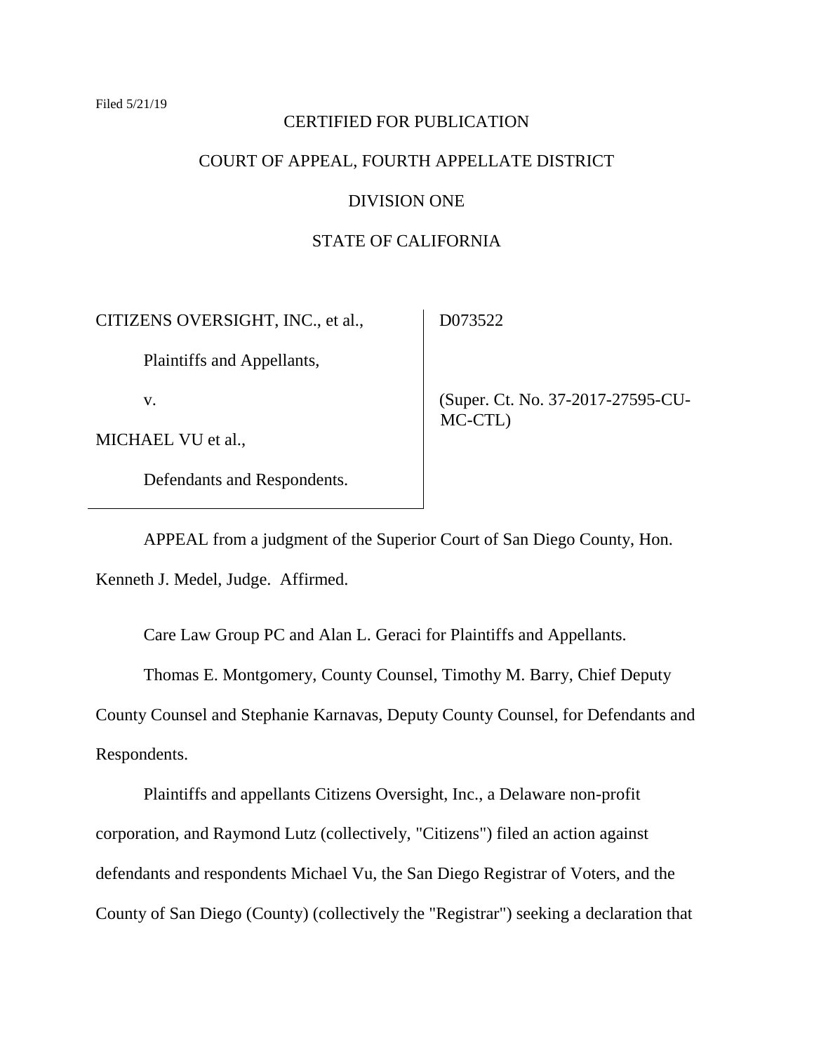Filed 5/21/19

CERTIFIED FOR PUBLICATION

COURT OF APPEAL, FOURTH APPELLATE DISTRICT

DIVISION ONE

STATE OF CALIFORNIA

| | |
|---|---|
| CITIZENS OVERSIGHT, INC., et al.,<br><br>Plaintiffs and Appellants,<br><br>v.<br><br>MICHAEL VU et al.,<br><br>Defendants and Respondents. | D073522<br><br>(Super. Ct. No. 37-2017-27595-CU-MC-CTL) |

APPEAL from a judgment of the Superior Court of San Diego County, Hon. Kenneth J. Medel, Judge. Affirmed.

Care Law Group PC and Alan L. Geraci for Plaintiffs and Appellants.

Thomas E. Montgomery, County Counsel, Timothy M. Barry, Chief Deputy County Counsel and Stephanie Karnavas, Deputy County Counsel, for Defendants and Respondents.

Plaintiffs and appellants Citizens Oversight, Inc., a Delaware non-profit corporation, and Raymond Lutz (collectively, "Citizens") filed an action against defendants and respondents Michael Vu, the San Diego Registrar of Voters, and the County of San Diego (County) (collectively the "Registrar") seeking a declaration that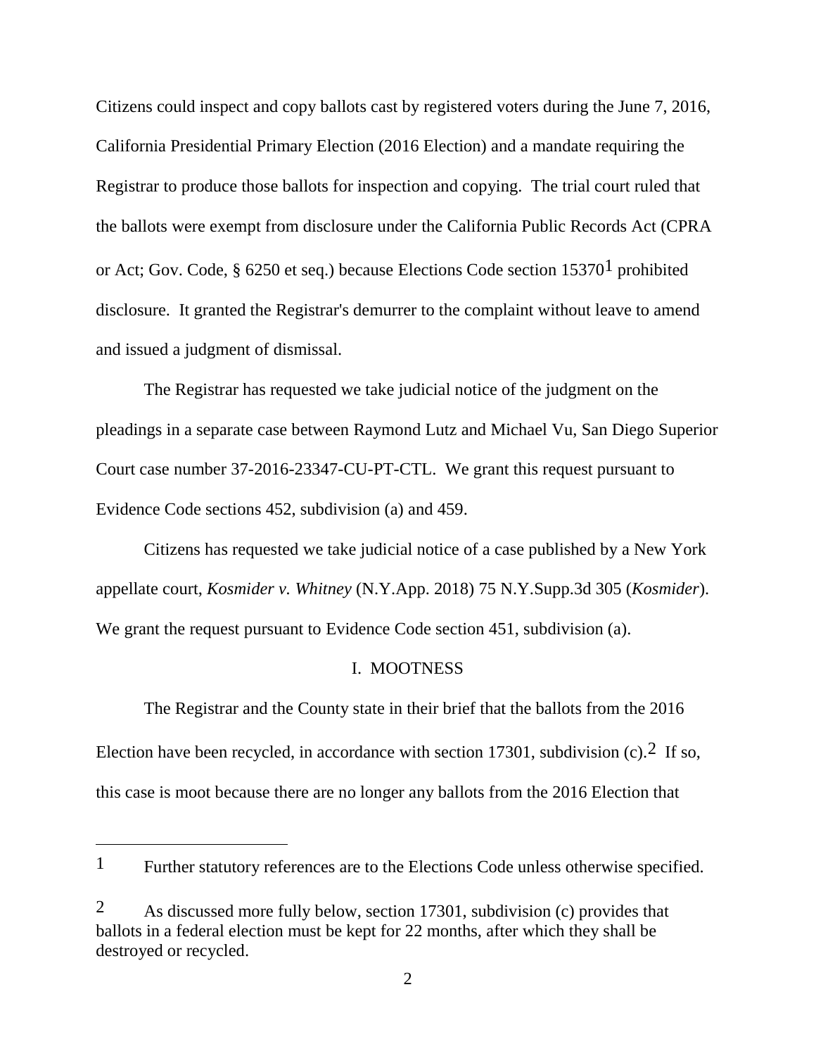Citizens could inspect and copy ballots cast by registered voters during the June 7, 2016, California Presidential Primary Election (2016 Election) and a mandate requiring the Registrar to produce those ballots for inspection and copying. The trial court ruled that the ballots were exempt from disclosure under the California Public Records Act (CPRA or Act; Gov. Code, § 6250 et seq.) because Elections Code section 15370[1] prohibited disclosure. It granted the Registrar's demurrer to the complaint without leave to amend and issued a judgment of dismissal.

The Registrar has requested we take judicial notice of the judgment on the pleadings in a separate case between Raymond Lutz and Michael Vu, San Diego Superior Court case number 37-2016-23347-CU-PT-CTL. We grant this request pursuant to Evidence Code sections 452, subdivision (a) and 459.

Citizens has requested we take judicial notice of a case published by a New York appellate court, *Kosmider v. Whitney* (N.Y.App. 2018) 75 N.Y.Supp.3d 305 (*Kosmider*). We grant the request pursuant to Evidence Code section 451, subdivision (a).

## I. MOOTNESS

The Registrar and the County state in their brief that the ballots from the 2016 Election have been recycled, in accordance with section 17301, subdivision (c).[2] If so, this case is moot because there are no longer any ballots from the 2016 Election that

---

[1] Further statutory references are to the Elections Code unless otherwise specified.

[2] As discussed more fully below, section 17301, subdivision (c) provides that ballots in a federal election must be kept for 22 months, after which they shall be destroyed or recycled.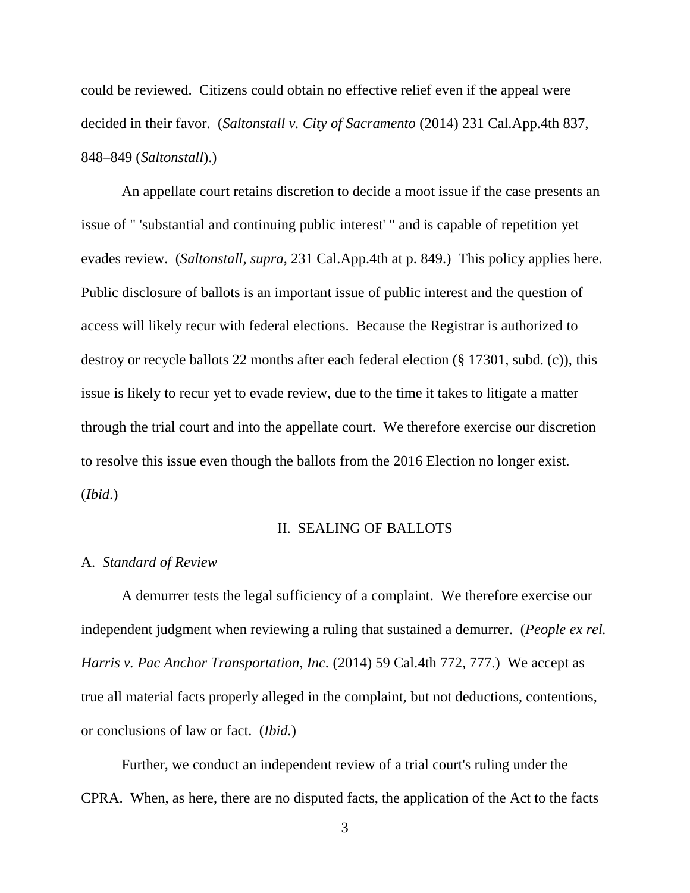could be reviewed. Citizens could obtain no effective relief even if the appeal were decided in their favor. (*Saltonstall v. City of Sacramento* (2014) 231 Cal.App.4th 837, 848–849 (*Saltonstall*).)

An appellate court retains discretion to decide a moot issue if the case presents an issue of " 'substantial and continuing public interest' " and is capable of repetition yet evades review. (*Saltonstall*, *supra*, 231 Cal.App.4th at p. 849.) This policy applies here. Public disclosure of ballots is an important issue of public interest and the question of access will likely recur with federal elections. Because the Registrar is authorized to destroy or recycle ballots 22 months after each federal election (§ 17301, subd. (c)), this issue is likely to recur yet to evade review, due to the time it takes to litigate a matter through the trial court and into the appellate court. We therefore exercise our discretion to resolve this issue even though the ballots from the 2016 Election no longer exist. (*Ibid*.)

## II. SEALING OF BALLOTS

### A. *Standard of Review*

A demurrer tests the legal sufficiency of a complaint. We therefore exercise our independent judgment when reviewing a ruling that sustained a demurrer. (*People ex rel. Harris v. Pac Anchor Transportation, Inc.* (2014) 59 Cal.4th 772, 777.) We accept as true all material facts properly alleged in the complaint, but not deductions, contentions, or conclusions of law or fact. (*Ibid.*)

Further, we conduct an independent review of a trial court's ruling under the CPRA. When, as here, there are no disputed facts, the application of the Act to the facts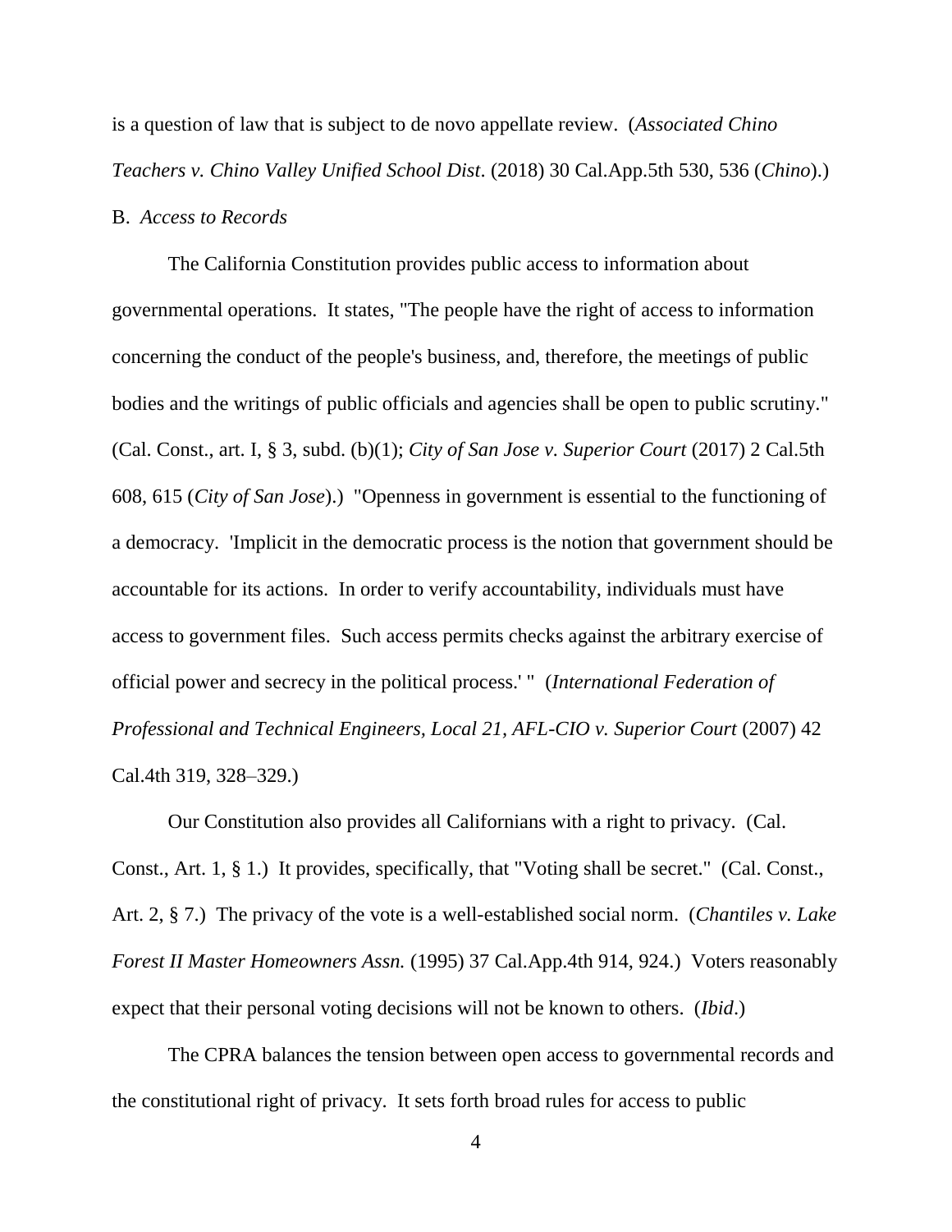is a question of law that is subject to de novo appellate review. (*Associated Chino Teachers v. Chino Valley Unified School Dist*. (2018) 30 Cal.App.5th 530, 536 (*Chino*).)

B. *Access to Records*

The California Constitution provides public access to information about governmental operations. It states, "The people have the right of access to information concerning the conduct of the people's business, and, therefore, the meetings of public bodies and the writings of public officials and agencies shall be open to public scrutiny." (Cal. Const., art. I, § 3, subd. (b)(1); *City of San Jose v. Superior Court* (2017) 2 Cal.5th 608, 615 (*City of San Jose*).) "Openness in government is essential to the functioning of a democracy. 'Implicit in the democratic process is the notion that government should be accountable for its actions. In order to verify accountability, individuals must have access to government files. Such access permits checks against the arbitrary exercise of official power and secrecy in the political process.' " (*International Federation of Professional and Technical Engineers, Local 21, AFL-CIO v. Superior Court* (2007) 42 Cal.4th 319, 328–329.)

Our Constitution also provides all Californians with a right to privacy. (Cal. Const., Art. 1, § 1.) It provides, specifically, that "Voting shall be secret." (Cal. Const., Art. 2, § 7.) The privacy of the vote is a well-established social norm. (*Chantiles v. Lake Forest II Master Homeowners Assn.* (1995) 37 Cal.App.4th 914, 924.) Voters reasonably expect that their personal voting decisions will not be known to others. (*Ibid*.)

The CPRA balances the tension between open access to governmental records and the constitutional right of privacy. It sets forth broad rules for access to public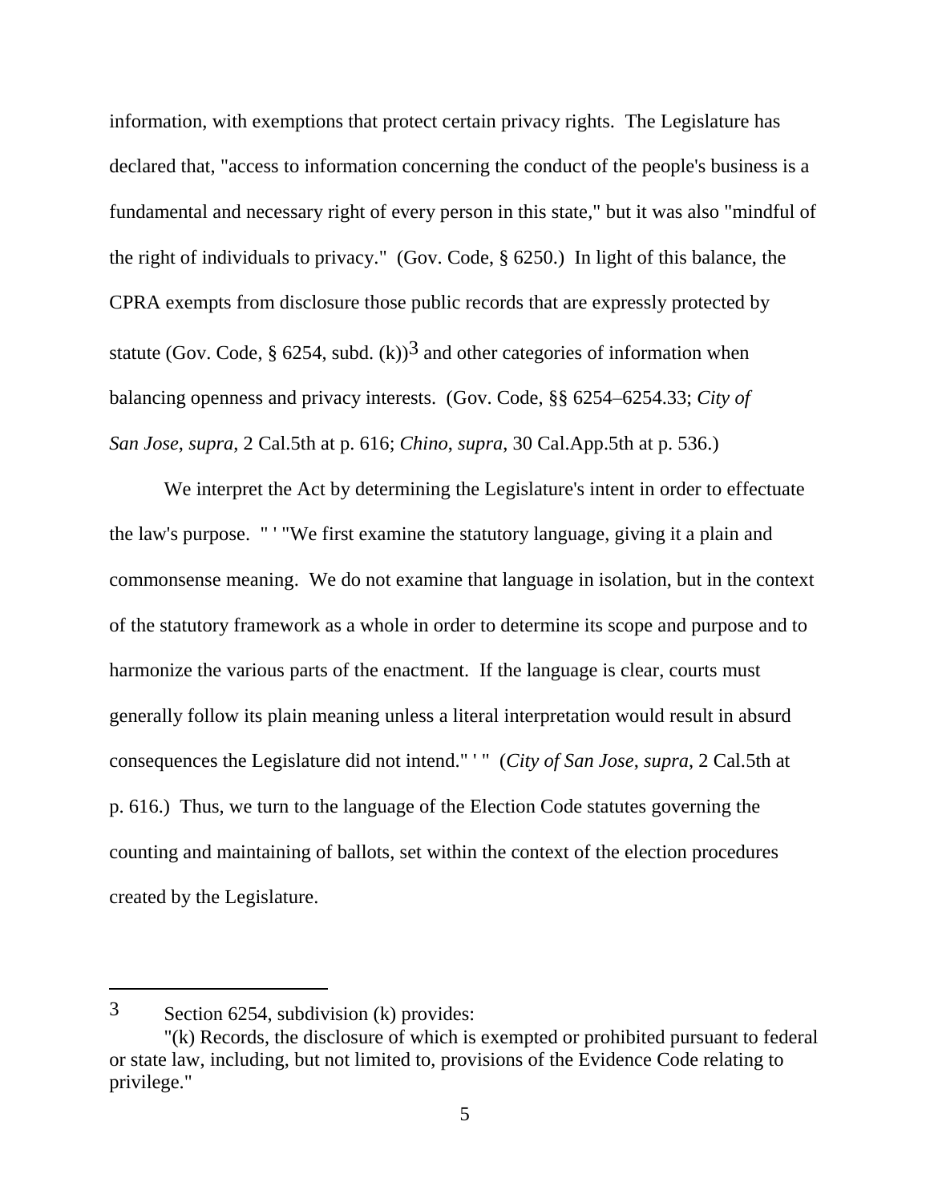information, with exemptions that protect certain privacy rights. The Legislature has declared that, "access to information concerning the conduct of the people's business is a fundamental and necessary right of every person in this state," but it was also "mindful of the right of individuals to privacy." (Gov. Code, § 6250.) In light of this balance, the CPRA exempts from disclosure those public records that are expressly protected by statute (Gov. Code, § 6254, subd. (k))[3] and other categories of information when balancing openness and privacy interests. (Gov. Code, §§ 6254–6254.33; *City of San Jose*, *supra*, 2 Cal.5th at p. 616; *Chino*, *supra*, 30 Cal.App.5th at p. 536.)

We interpret the Act by determining the Legislature's intent in order to effectuate the law's purpose. " ' "We first examine the statutory language, giving it a plain and commonsense meaning. We do not examine that language in isolation, but in the context of the statutory framework as a whole in order to determine its scope and purpose and to harmonize the various parts of the enactment. If the language is clear, courts must generally follow its plain meaning unless a literal interpretation would result in absurd consequences the Legislature did not intend." ' " (*City of San Jose*, *supra*, 2 Cal.5th at p. 616.) Thus, we turn to the language of the Election Code statutes governing the counting and maintaining of ballots, set within the context of the election procedures created by the Legislature.

---

[3] Section 6254, subdivision (k) provides:

"(k) Records, the disclosure of which is exempted or prohibited pursuant to federal or state law, including, but not limited to, provisions of the Evidence Code relating to privilege."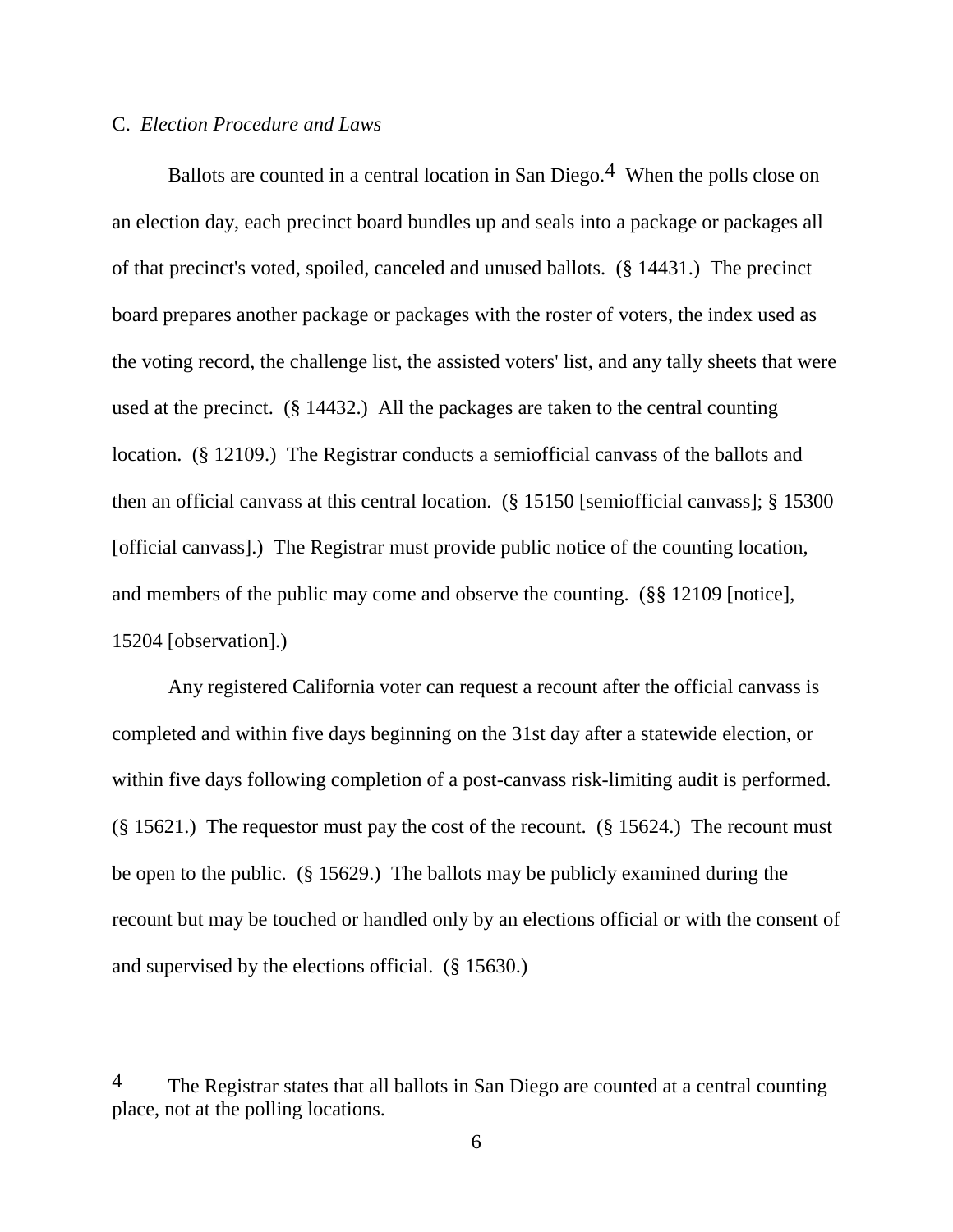C. *Election Procedure and Laws*

Ballots are counted in a central location in San Diego.[4] When the polls close on an election day, each precinct board bundles up and seals into a package or packages all of that precinct's voted, spoiled, canceled and unused ballots. (§ 14431.) The precinct board prepares another package or packages with the roster of voters, the index used as the voting record, the challenge list, the assisted voters' list, and any tally sheets that were used at the precinct. (§ 14432.) All the packages are taken to the central counting location. (§ 12109.) The Registrar conducts a semiofficial canvass of the ballots and then an official canvass at this central location. (§ 15150 [semiofficial canvass]; § 15300 [official canvass].) The Registrar must provide public notice of the counting location, and members of the public may come and observe the counting. (§§ 12109 [notice], 15204 [observation].)

Any registered California voter can request a recount after the official canvass is completed and within five days beginning on the 31st day after a statewide election, or within five days following completion of a post-canvass risk-limiting audit is performed. (§ 15621.) The requestor must pay the cost of the recount. (§ 15624.) The recount must be open to the public. (§ 15629.) The ballots may be publicly examined during the recount but may be touched or handled only by an elections official or with the consent of and supervised by the elections official. (§ 15630.)

---

[4] The Registrar states that all ballots in San Diego are counted at a central counting place, not at the polling locations.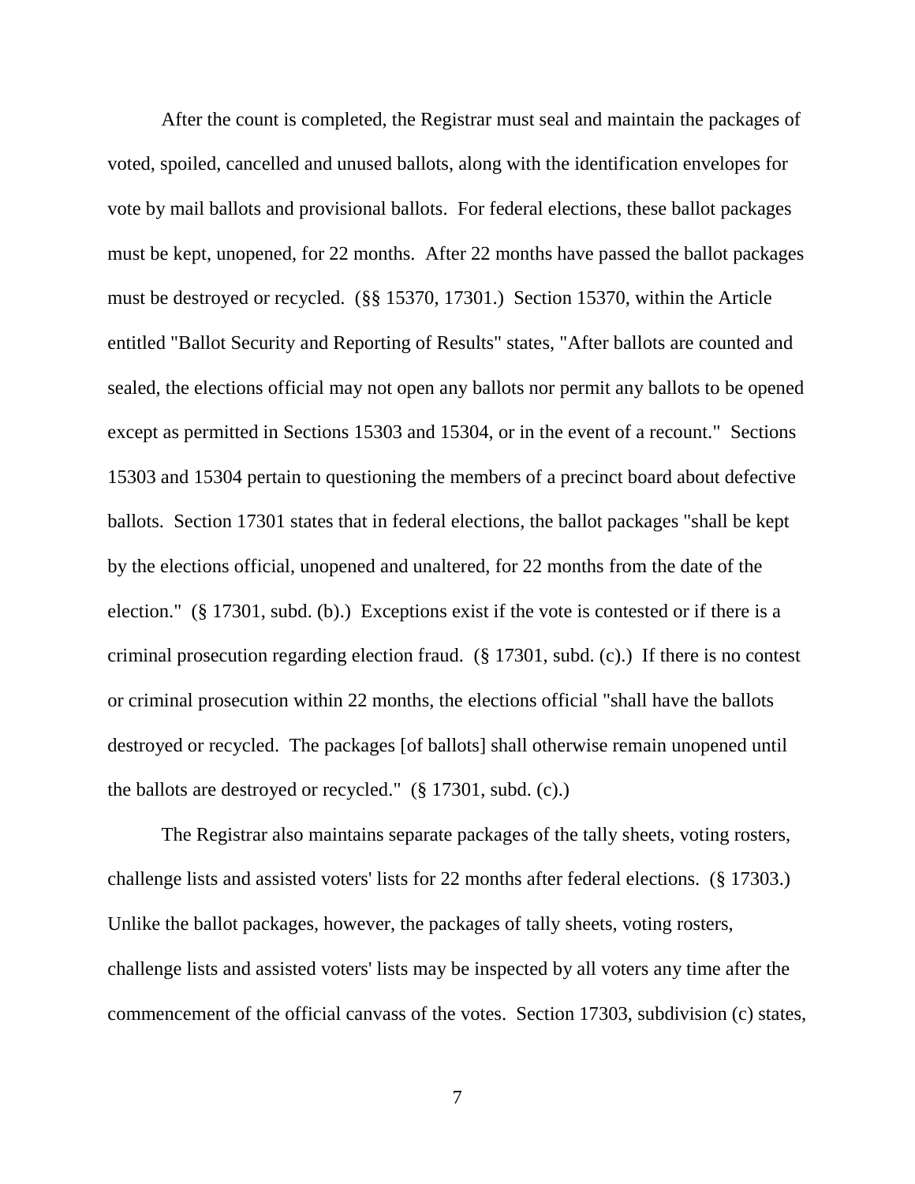After the count is completed, the Registrar must seal and maintain the packages of voted, spoiled, cancelled and unused ballots, along with the identification envelopes for vote by mail ballots and provisional ballots. For federal elections, these ballot packages must be kept, unopened, for 22 months. After 22 months have passed the ballot packages must be destroyed or recycled. (§§ 15370, 17301.) Section 15370, within the Article entitled "Ballot Security and Reporting of Results" states, "After ballots are counted and sealed, the elections official may not open any ballots nor permit any ballots to be opened except as permitted in Sections 15303 and 15304, or in the event of a recount." Sections 15303 and 15304 pertain to questioning the members of a precinct board about defective ballots. Section 17301 states that in federal elections, the ballot packages "shall be kept by the elections official, unopened and unaltered, for 22 months from the date of the election." (§ 17301, subd. (b).) Exceptions exist if the vote is contested or if there is a criminal prosecution regarding election fraud. (§ 17301, subd. (c).) If there is no contest or criminal prosecution within 22 months, the elections official "shall have the ballots destroyed or recycled. The packages [of ballots] shall otherwise remain unopened until the ballots are destroyed or recycled." (§ 17301, subd. (c).)

The Registrar also maintains separate packages of the tally sheets, voting rosters, challenge lists and assisted voters' lists for 22 months after federal elections. (§ 17303.) Unlike the ballot packages, however, the packages of tally sheets, voting rosters, challenge lists and assisted voters' lists may be inspected by all voters any time after the commencement of the official canvass of the votes. Section 17303, subdivision (c) states,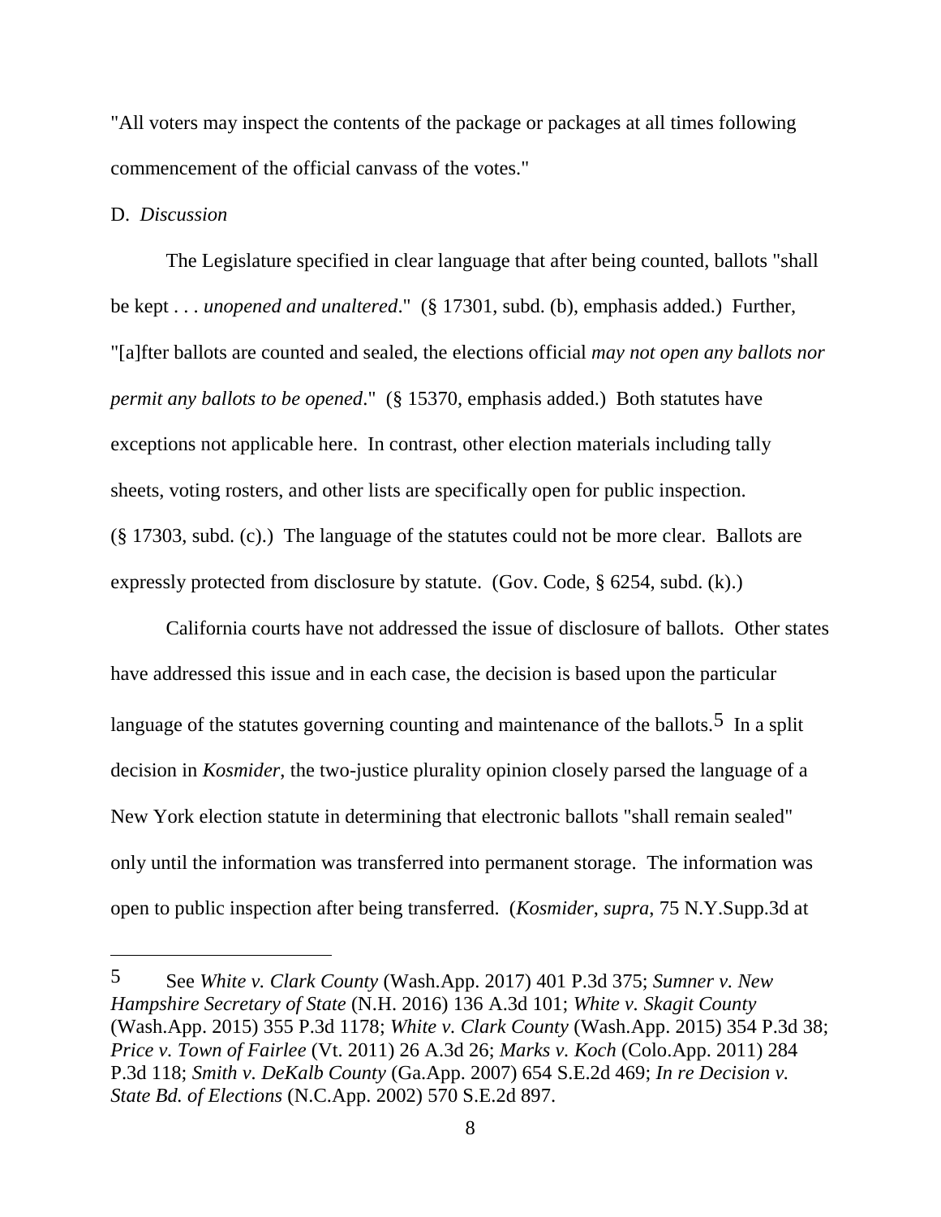"All voters may inspect the contents of the package or packages at all times following commencement of the official canvass of the votes."

D. *Discussion*

The Legislature specified in clear language that after being counted, ballots "shall be kept . . . *unopened and unaltered*." (§ 17301, subd. (b), emphasis added.) Further, "[a]fter ballots are counted and sealed, the elections official *may not open any ballots nor permit any ballots to be opened*." (§ 15370, emphasis added.) Both statutes have exceptions not applicable here. In contrast, other election materials including tally sheets, voting rosters, and other lists are specifically open for public inspection. (§ 17303, subd. (c).) The language of the statutes could not be more clear. Ballots are expressly protected from disclosure by statute. (Gov. Code, § 6254, subd. (k).)

California courts have not addressed the issue of disclosure of ballots. Other states have addressed this issue and in each case, the decision is based upon the particular language of the statutes governing counting and maintenance of the ballots.[5] In a split decision in *Kosmider*, the two-justice plurality opinion closely parsed the language of a New York election statute in determining that electronic ballots "shall remain sealed" only until the information was transferred into permanent storage. The information was open to public inspection after being transferred. (*Kosmider*, *supra*, 75 N.Y.Supp.3d at

---

5 See *White v. Clark County* (Wash.App. 2017) 401 P.3d 375; *Sumner v. New Hampshire Secretary of State* (N.H. 2016) 136 A.3d 101; *White v. Skagit County* (Wash.App. 2015) 355 P.3d 1178; *White v. Clark County* (Wash.App. 2015) 354 P.3d 38; *Price v. Town of Fairlee* (Vt. 2011) 26 A.3d 26; *Marks v. Koch* (Colo.App. 2011) 284 P.3d 118; *Smith v. DeKalb County* (Ga.App. 2007) 654 S.E.2d 469; *In re Decision v. State Bd. of Elections* (N.C.App. 2002) 570 S.E.2d 897.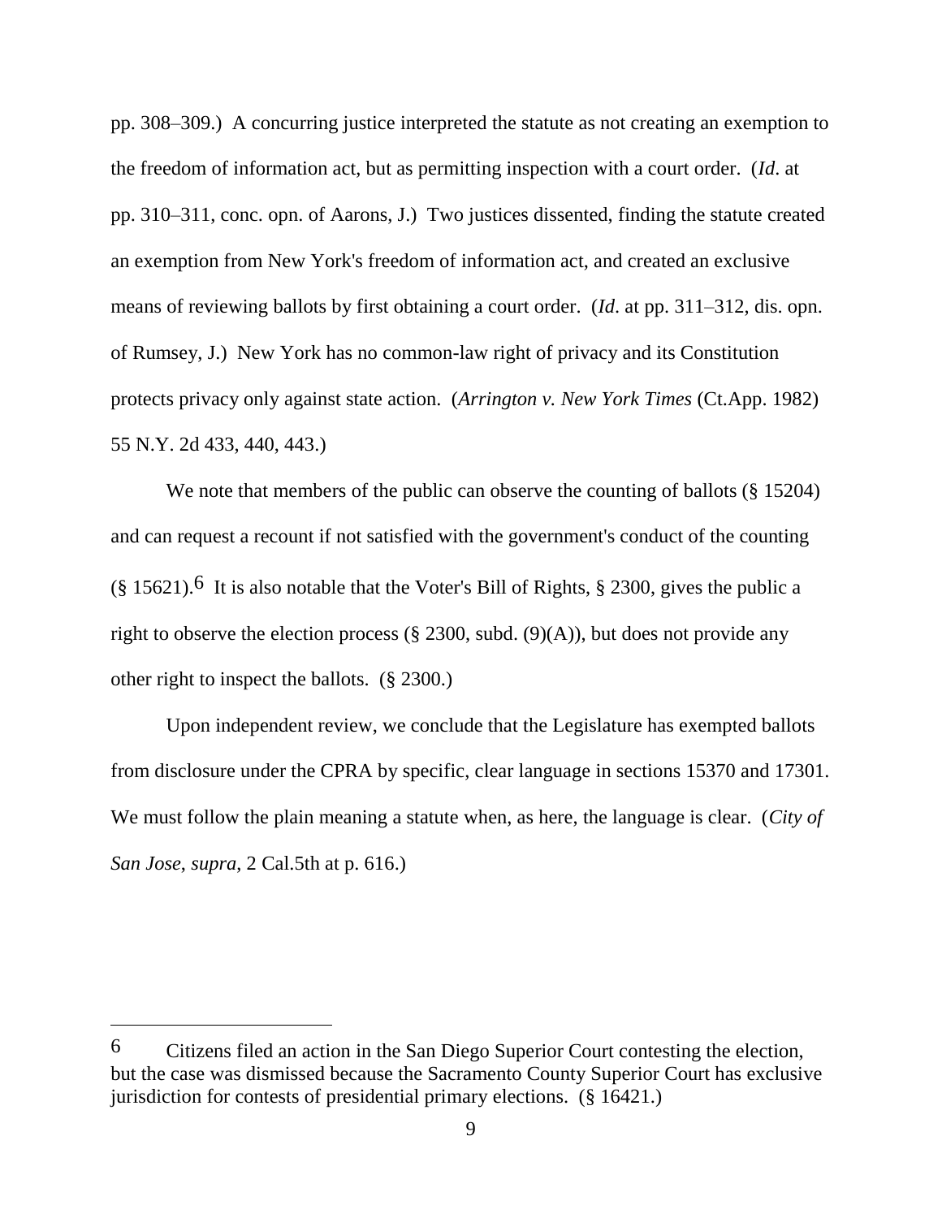pp. 308–309.) A concurring justice interpreted the statute as not creating an exemption to the freedom of information act, but as permitting inspection with a court order. (*Id*. at pp. 310–311, conc. opn. of Aarons, J.) Two justices dissented, finding the statute created an exemption from New York's freedom of information act, and created an exclusive means of reviewing ballots by first obtaining a court order. (*Id*. at pp. 311–312, dis. opn. of Rumsey, J.) New York has no common-law right of privacy and its Constitution protects privacy only against state action. (*Arrington v. New York Times* (Ct.App. 1982) 55 N.Y. 2d 433, 440, 443.)

We note that members of the public can observe the counting of ballots (§ 15204) and can request a recount if not satisfied with the government's conduct of the counting (§ 15621).[6] It is also notable that the Voter's Bill of Rights, § 2300, gives the public a right to observe the election process (§ 2300, subd. (9)(A)), but does not provide any other right to inspect the ballots. (§ 2300.)

Upon independent review, we conclude that the Legislature has exempted ballots from disclosure under the CPRA by specific, clear language in sections 15370 and 17301. We must follow the plain meaning a statute when, as here, the language is clear. (*City of San Jose*, *supra*, 2 Cal.5th at p. 616.)

---

[6] Citizens filed an action in the San Diego Superior Court contesting the election, but the case was dismissed because the Sacramento County Superior Court has exclusive jurisdiction for contests of presidential primary elections. (§ 16421.)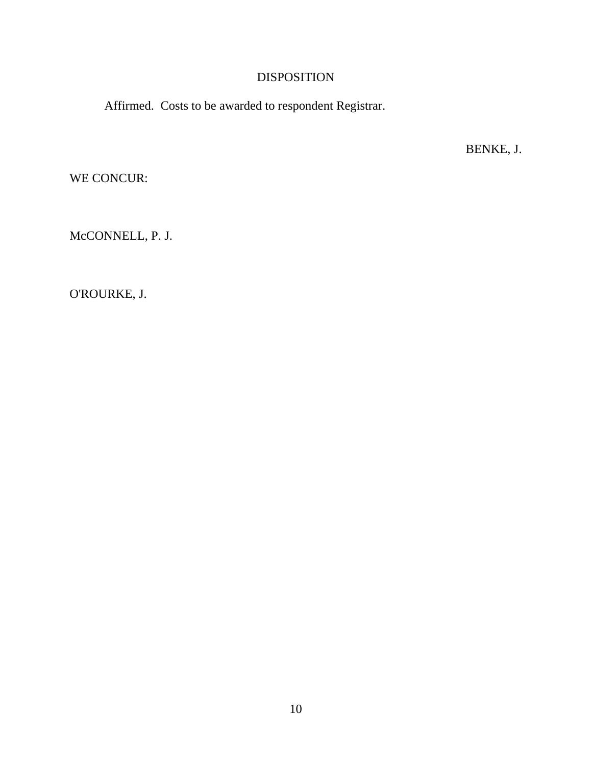## DISPOSITION

Affirmed. Costs to be awarded to respondent Registrar.

BENKE, J.

WE CONCUR:

McCONNELL, P. J.

O'ROURKE, J.